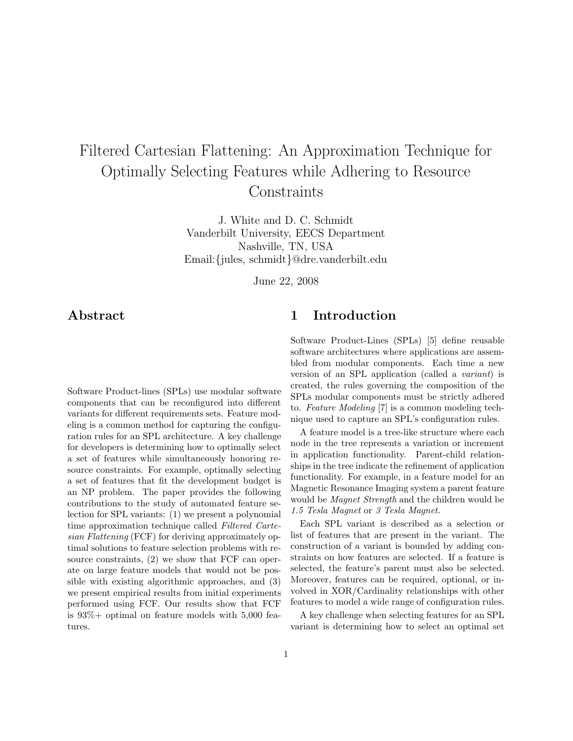# Filtered Cartesian Flattening: An Approximation Technique for Optimally Selecting Features while Adhering to Resource Constraints

J. White and D. C. Schmidt
Vanderbilt University, EECS Department
Nashville, TN, USA
Email:{jules, schmidt}@dre.vanderbilt.edu

June 22, 2008

## Abstract

Software Product-lines (SPLs) use modular software components that can be reconfigured into different variants for different requirements sets. Feature modeling is a common method for capturing the configuration rules for an SPL architecture. A key challenge for developers is determining how to optimally select a set of features while simultaneously honoring resource constraints. For example, optimally selecting a set of features that fit the development budget is an NP problem. The paper provides the following contributions to the study of automated feature selection for SPL variants: (1) we present a polynomial time approximation technique called *Filtered Cartesian Flattening* (FCF) for deriving approximately optimal solutions to feature selection problems with resource constraints, (2) we show that FCF can operate on large feature models that would not be possible with existing algorithmic approaches, and (3) we present empirical results from initial experiments performed using FCF. Our results show that FCF is 93%+ optimal on feature models with 5,000 features.

## 1 Introduction

Software Product-Lines (SPLs) [5] define reusable software architectures where applications are assembled from modular components. Each time a new version of an SPL application (called a *variant*) is created, the rules governing the composition of the SPLs modular components must be strictly adhered to. *Feature Modeling* [7] is a common modeling technique used to capture an SPL's configuration rules.

A feature model is a tree-like structure where each node in the tree represents a variation or increment in application functionality. Parent-child relationships in the tree indicate the refinement of application functionality. For example, in a feature model for an Magnetic Resonance Imaging system a parent feature would be *Magnet Strength* and the children would be *1.5 Tesla Magnet* or *3 Tesla Magnet*.

Each SPL variant is described as a selection or list of features that are present in the variant. The construction of a variant is bounded by adding constraints on how features are selected. If a feature is selected, the feature's parent must also be selected. Moreover, features can be required, optional, or involved in XOR/Cardinality relationships with other features to model a wide range of configuration rules.

A key challenge when selecting features for an SPL variant is determining how to select an optimal set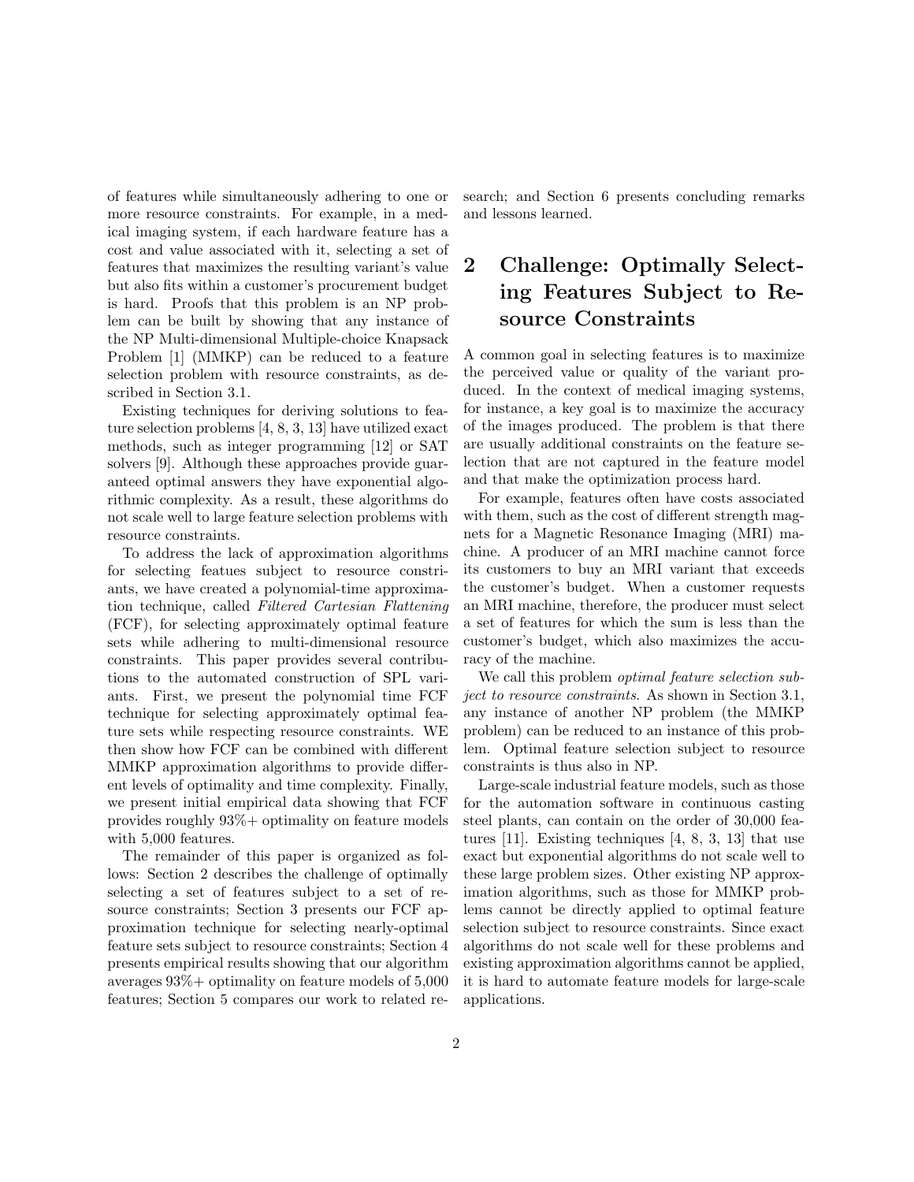of features while simultaneously adhering to one or more resource constraints. For example, in a medical imaging system, if each hardware feature has a cost and value associated with it, selecting a set of features that maximizes the resulting variant's value but also fits within a customer's procurement budget is hard. Proofs that this problem is an NP problem can be built by showing that any instance of the NP Multi-dimensional Multiple-choice Knapsack Problem [1] (MMKP) can be reduced to a feature selection problem with resource constraints, as described in Section 3.1.

Existing techniques for deriving solutions to feature selection problems [4, 8, 3, 13] have utilized exact methods, such as integer programming [12] or SAT solvers [9]. Although these approaches provide guaranteed optimal answers they have exponential algorithmic complexity. As a result, these algorithms do not scale well to large feature selection problems with resource constraints.

To address the lack of approximation algorithms for selecting featues subject to resource constriants, we have created a polynomial-time approximation technique, called *Filtered Cartesian Flattening* (FCF), for selecting approximately optimal feature sets while adhering to multi-dimensional resource constraints. This paper provides several contributions to the automated construction of SPL variants. First, we present the polynomial time FCF technique for selecting approximately optimal feature sets while respecting resource constraints. WE then show how FCF can be combined with different MMKP approximation algorithms to provide different levels of optimality and time complexity. Finally, we present initial empirical data showing that FCF provides roughly 93%+ optimality on feature models with 5,000 features.

The remainder of this paper is organized as follows: Section 2 describes the challenge of optimally selecting a set of features subject to a set of resource constraints; Section 3 presents our FCF approximation technique for selecting nearly-optimal feature sets subject to resource constraints; Section 4 presents empirical results showing that our algorithm averages 93%+ optimality on feature models of 5,000 features; Section 5 compares our work to related research; and Section 6 presents concluding remarks and lessons learned.

## 2 Challenge: Optimally Selecting Features Subject to Resource Constraints

A common goal in selecting features is to maximize the perceived value or quality of the variant produced. In the context of medical imaging systems, for instance, a key goal is to maximize the accuracy of the images produced. The problem is that there are usually additional constraints on the feature selection that are not captured in the feature model and that make the optimization process hard.

For example, features often have costs associated with them, such as the cost of different strength magnets for a Magnetic Resonance Imaging (MRI) machine. A producer of an MRI machine cannot force its customers to buy an MRI variant that exceeds the customer's budget. When a customer requests an MRI machine, therefore, the producer must select a set of features for which the sum is less than the customer's budget, which also maximizes the accuracy of the machine.

We call this problem *optimal feature selection subject to resource constraints*. As shown in Section 3.1, any instance of another NP problem (the MMKP problem) can be reduced to an instance of this problem. Optimal feature selection subject to resource constraints is thus also in NP.

Large-scale industrial feature models, such as those for the automation software in continuous casting steel plants, can contain on the order of 30,000 features [11]. Existing techniques [4, 8, 3, 13] that use exact but exponential algorithms do not scale well to these large problem sizes. Other existing NP approximation algorithms, such as those for MMKP problems cannot be directly applied to optimal feature selection subject to resource constraints. Since exact algorithms do not scale well for these problems and existing approximation algorithms cannot be applied, it is hard to automate feature models for large-scale applications.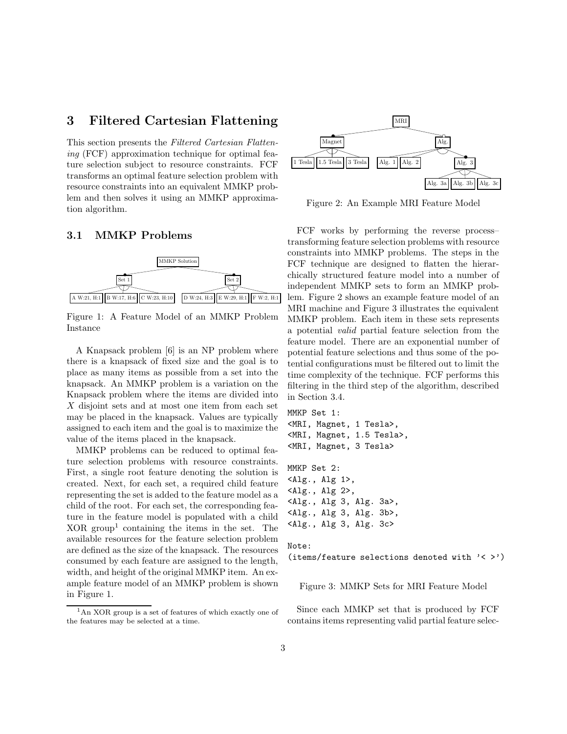# 3 Filtered Cartesian Flattening

This section presents the *Filtered Cartesian Flattening* (FCF) approximation technique for optimal feature selection subject to resource constraints. FCF transforms an optimal feature selection problem with resource constraints into an equivalent MMKP problem and then solves it using an MMKP approximation algorithm.

## 3.1 MMKP Problems

Figure 1: A Feature Model of an MMKP Problem Instance

A Knapsack problem [6] is an NP problem where there is a knapsack of fixed size and the goal is to place as many items as possible from a set into the knapsack. An MMKP problem is a variation on the Knapsack problem where the items are divided into $X$ disjoint sets and at most one item from each set may be placed in the knapsack. Values are typically assigned to each item and the goal is to maximize the value of the items placed in the knapsack.

MMKP problems can be reduced to optimal feature selection problems with resource constraints. First, a single root feature denoting the solution is created. Next, for each set, a required child feature representing the set is added to the feature model as a child of the root. For each set, the corresponding feature in the feature model is populated with a child XOR group[1] containing the items in the set. The available resources for the feature selection problem are defined as the size of the knapsack. The resources consumed by each feature are assigned to the length, width, and height of the original MMKP item. An example feature model of an MMKP problem is shown in Figure 1.

[1] An XOR group is a set of features of which exactly one of the features may be selected at a time.

Figure 2: An Example MRI Feature Model

FCF works by performing the reverse process–transforming feature selection problems with resource constraints into MMKP problems. The steps in the FCF technique are designed to flatten the hierarchically structured feature model into a number of independent MMKP sets to form an MMKP problem. Figure 2 shows an example feature model of an MRI machine and Figure 3 illustrates the equivalent MMKP problem. Each item in these sets represents a potential *valid* partial feature selection from the feature model. There are an exponential number of potential feature selections and thus some of the potential configurations must be filtered out to limit the time complexity of the technique. FCF performs this filtering in the third step of the algorithm, described in Section 3.4.

```
MMKP Set 1:
<MRI, Magnet, 1 Tesla>,
<MRI, Magnet, 1.5 Tesla>,
<MRI, Magnet, 3 Tesla>

MMKP Set 2:
<Alg., Alg 1>,
<Alg., Alg 2>,
<Alg., Alg 3, Alg. 3a>,
<Alg., Alg 3, Alg. 3b>,
<Alg., Alg 3, Alg. 3c>

Note:
(items/feature selections denoted with '< >')
```

Figure 3: MMKP Sets for MRI Feature Model

Since each MMKP set that is produced by FCF contains items representing valid partial feature selec-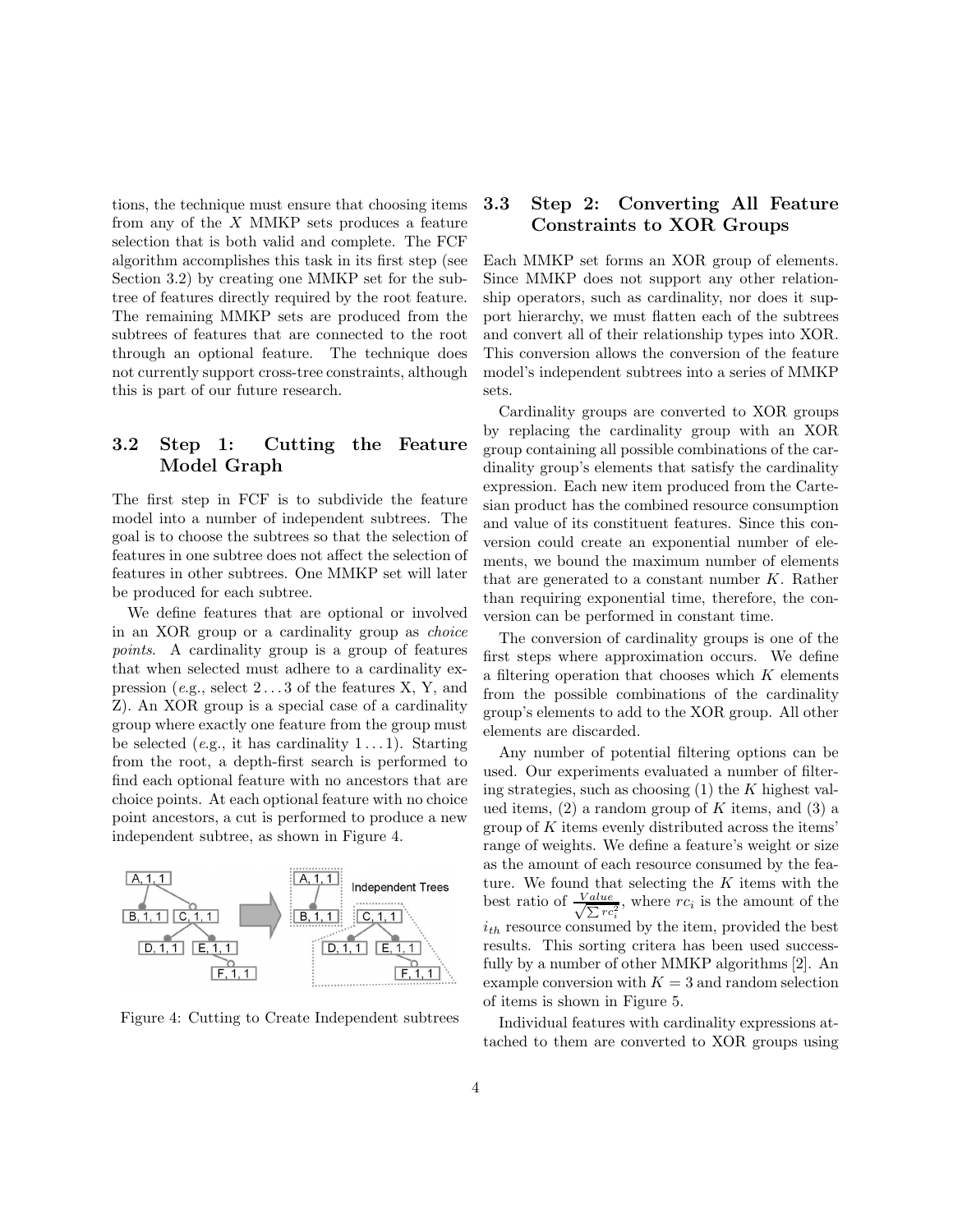tions, the technique must ensure that choosing items from any of the X MMKP sets produces a feature selection that is both valid and complete. The FCF algorithm accomplishes this task in its first step (see Section 3.2) by creating one MMKP set for the subtree of features directly required by the root feature. The remaining MMKP sets are produced from the subtrees of features that are connected to the root through an optional feature. The technique does not currently support cross-tree constraints, although this is part of our future research.

### 3.2 Step 1: Cutting the Feature Model Graph

The first step in FCF is to subdivide the feature model into a number of independent subtrees. The goal is to choose the subtrees so that the selection of features in one subtree does not affect the selection of features in other subtrees. One MMKP set will later be produced for each subtree.

We define features that are optional or involved in an XOR group or a cardinality group as *choice points*. A cardinality group is a group of features that when selected must adhere to a cardinality expression (*e.g.*, select 2 . . . 3 of the features X, Y, and Z). An XOR group is a special case of a cardinality group where exactly one feature from the group must be selected (*e.g.*, it has cardinality 1 . . . 1). Starting from the root, a depth-first search is performed to find each optional feature with no ancestors that are choice points. At each optional feature with no choice point ancestors, a cut is performed to produce a new independent subtree, as shown in Figure 4.

Figure 4: Cutting to Create Independent subtrees

### 3.3 Step 2: Converting All Feature Constraints to XOR Groups

Each MMKP set forms an XOR group of elements. Since MMKP does not support any other relationship operators, such as cardinality, nor does it support hierarchy, we must flatten each of the subtrees and convert all of their relationship types into XOR. This conversion allows the conversion of the feature model's independent subtrees into a series of MMKP sets.

Cardinality groups are converted to XOR groups by replacing the cardinality group with an XOR group containing all possible combinations of the cardinality group's elements that satisfy the cardinality expression. Each new item produced from the Cartesian product has the combined resource consumption and value of its constituent features. Since this conversion could create an exponential number of elements, we bound the maximum number of elements that are generated to a constant number $K$. Rather than requiring exponential time, therefore, the conversion can be performed in constant time.

The conversion of cardinality groups is one of the first steps where approximation occurs. We define a filtering operation that chooses which $K$ elements from the possible combinations of the cardinality group's elements to add to the XOR group. All other elements are discarded.

Any number of potential filtering options can be used. Our experiments evaluated a number of filtering strategies, such as choosing (1) the $K$ highest valued items, (2) a random group of $K$ items, and (3) a group of $K$ items evenly distributed across the items' range of weights. We define a feature's weight or size as the amount of each resource consumed by the feature. We found that selecting the $K$ items with the best ratio of $\frac{Value}{\sqrt{\sum rc_i^2}}$, where $rc_i$ is the amount of the $i_{th}$ resource consumed by the item, provided the best results. This sorting critera has been used successfully by a number of other MMKP algorithms [2]. An example conversion with $K = 3$ and random selection of items is shown in Figure 5.

Individual features with cardinality expressions attached to them are converted to XOR groups using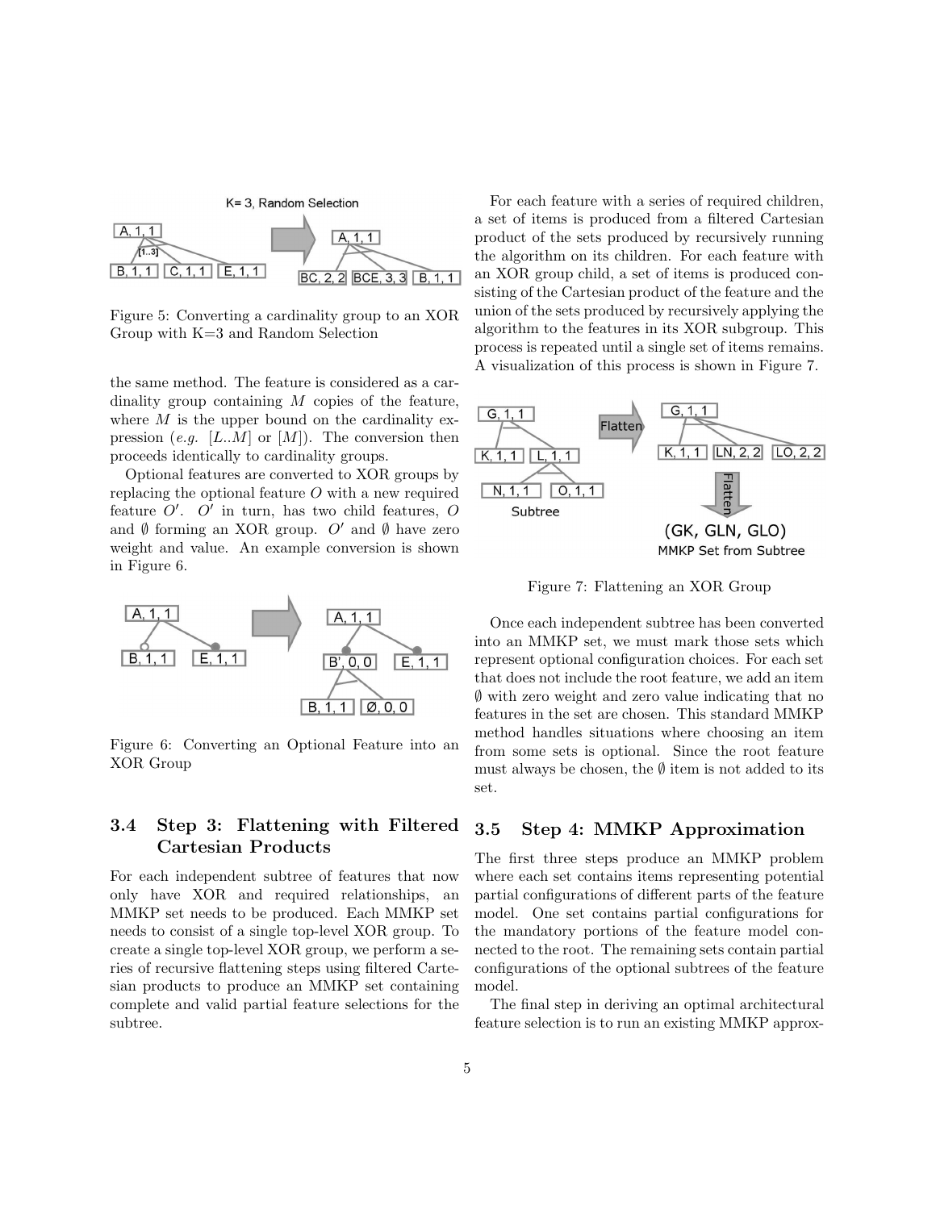Figure 5: Converting a cardinality group to an XOR Group with K=3 and Random Selection

the same method. The feature is considered as a cardinality group containing $M$ copies of the feature, where $M$ is the upper bound on the cardinality expression (*e.g.* $[L..M]$ or $[M]$). The conversion then proceeds identically to cardinality groups.

Optional features are converted to XOR groups by replacing the optional feature $O$ with a new required feature $O'$. $O'$ in turn, has two child features, $O$ and $\emptyset$ forming an XOR group. $O'$ and $\emptyset$ have zero weight and value. An example conversion is shown in Figure 6.

Figure 6: Converting an Optional Feature into an XOR Group

### 3.4 Step 3: Flattening with Filtered Cartesian Products

For each independent subtree of features that now only have XOR and required relationships, an MMKP set needs to be produced. Each MMKP set needs to consist of a single top-level XOR group. To create a single top-level XOR group, we perform a series of recursive flattening steps using filtered Cartesian products to produce an MMKP set containing complete and valid partial feature selections for the subtree.

For each feature with a series of required children, a set of items is produced from a filtered Cartesian product of the sets produced by recursively running the algorithm on its children. For each feature with an XOR group child, a set of items is produced consisting of the Cartesian product of the feature and the union of the sets produced by recursively applying the algorithm to the features in its XOR subgroup. This process is repeated until a single set of items remains. A visualization of this process is shown in Figure 7.

Figure 7: Flattening an XOR Group

Once each independent subtree has been converted into an MMKP set, we must mark those sets which represent optional configuration choices. For each set that does not include the root feature, we add an item $\emptyset$ with zero weight and zero value indicating that no features in the set are chosen. This standard MMKP method handles situations where choosing an item from some sets is optional. Since the root feature must always be chosen, the $\emptyset$ item is not added to its set.

### 3.5 Step 4: MMKP Approximation

The first three steps produce an MMKP problem where each set contains items representing potential partial configurations of different parts of the feature model. One set contains partial configurations for the mandatory portions of the feature model connected to the root. The remaining sets contain partial configurations of the optional subtrees of the feature model.

The final step in deriving an optimal architectural feature selection is to run an existing MMKP approx-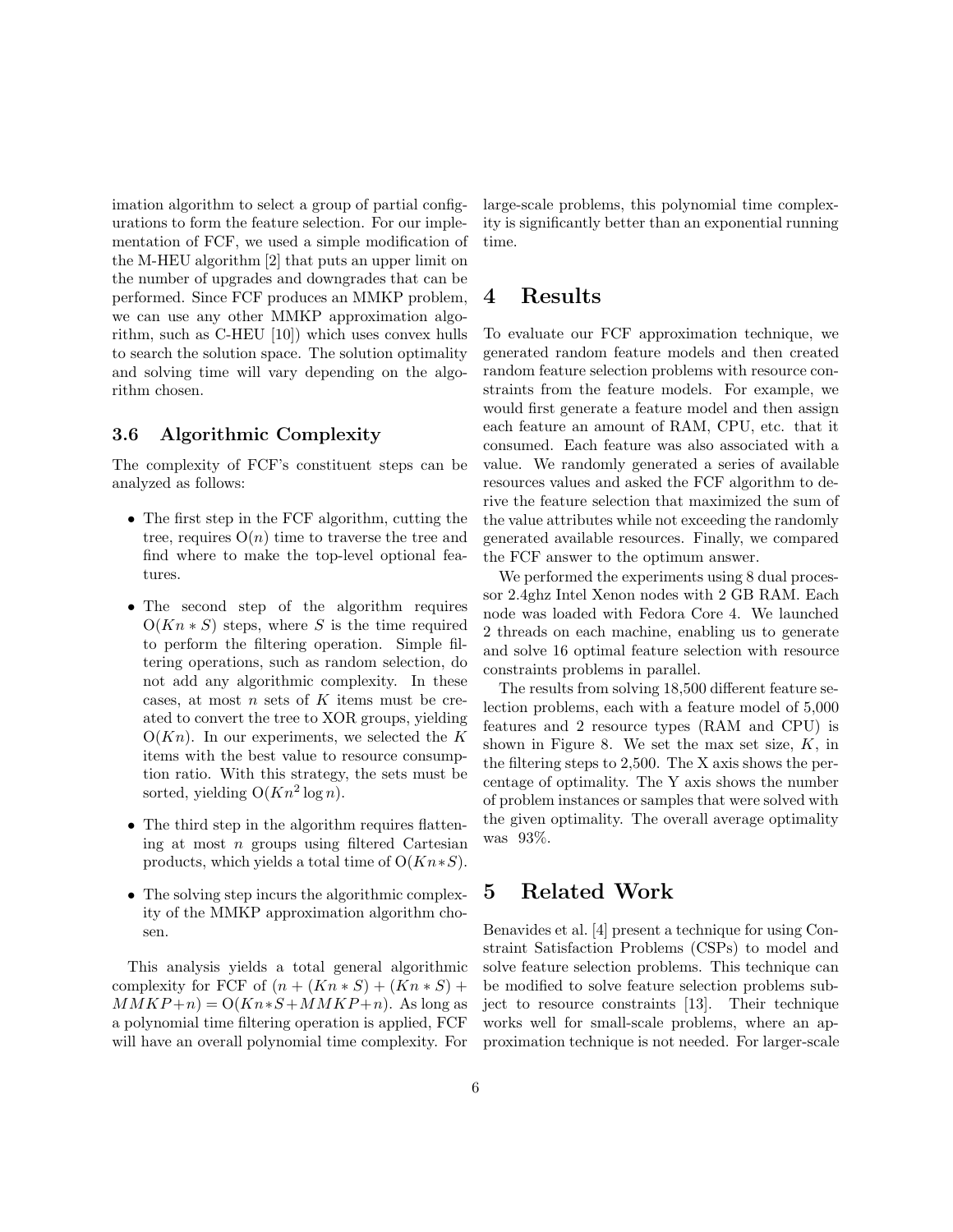imation algorithm to select a group of partial configurations to form the feature selection. For our implementation of FCF, we used a simple modification of the M-HEU algorithm [2] that puts an upper limit on the number of upgrades and downgrades that can be performed. Since FCF produces an MMKP problem, we can use any other MMKP approximation algorithm, such as C-HEU [10]) which uses convex hulls to search the solution space. The solution optimality and solving time will vary depending on the algorithm chosen.

### 3.6 Algorithmic Complexity

The complexity of FCF's constituent steps can be analyzed as follows:

- The first step in the FCF algorithm, cutting the tree, requires $O(n)$ time to traverse the tree and find where to make the top-level optional features.
- The second step of the algorithm requires $O(Kn * S)$ steps, where $S$ is the time required to perform the filtering operation. Simple filtering operations, such as random selection, do not add any algorithmic complexity. In these cases, at most $n$ sets of $K$ items must be created to convert the tree to XOR groups, yielding $O(Kn)$. In our experiments, we selected the $K$ items with the best value to resource consumption ratio. With this strategy, the sets must be sorted, yielding $O(Kn^2 \log n)$.
- The third step in the algorithm requires flattening at most $n$ groups using filtered Cartesian products, which yields a total time of $O(Kn * S)$.
- The solving step incurs the algorithmic complexity of the MMKP approximation algorithm chosen.

This analysis yields a total general algorithmic complexity for FCF of $(n + (Kn * S) + (Kn * S) + MMKP + n) = O(Kn * S + MMKP + n)$. As long as a polynomial time filtering operation is applied, FCF will have an overall polynomial time complexity. For large-scale problems, this polynomial time complexity is significantly better than an exponential running time.

## 4 Results

To evaluate our FCF approximation technique, we generated random feature models and then created random feature selection problems with resource constraints from the feature models. For example, we would first generate a feature model and then assign each feature an amount of RAM, CPU, etc. that it consumed. Each feature was also associated with a value. We randomly generated a series of available resources values and asked the FCF algorithm to derive the feature selection that maximized the sum of the value attributes while not exceeding the randomly generated available resources. Finally, we compared the FCF answer to the optimum answer.

We performed the experiments using 8 dual processor 2.4ghz Intel Xenon nodes with 2 GB RAM. Each node was loaded with Fedora Core 4. We launched 2 threads on each machine, enabling us to generate and solve 16 optimal feature selection with resource constraints problems in parallel.

The results from solving 18,500 different feature selection problems, each with a feature model of 5,000 features and 2 resource types (RAM and CPU) is shown in Figure 8. We set the max set size, $K$, in the filtering steps to 2,500. The X axis shows the percentage of optimality. The Y axis shows the number of problem instances or samples that were solved with the given optimality. The overall average optimality was 93%.

## 5 Related Work

Benavides et al. [4] present a technique for using Constraint Satisfaction Problems (CSPs) to model and solve feature selection problems. This technique can be modified to solve feature selection problems subject to resource constraints [13]. Their technique works well for small-scale problems, where an approximation technique is not needed. For larger-scale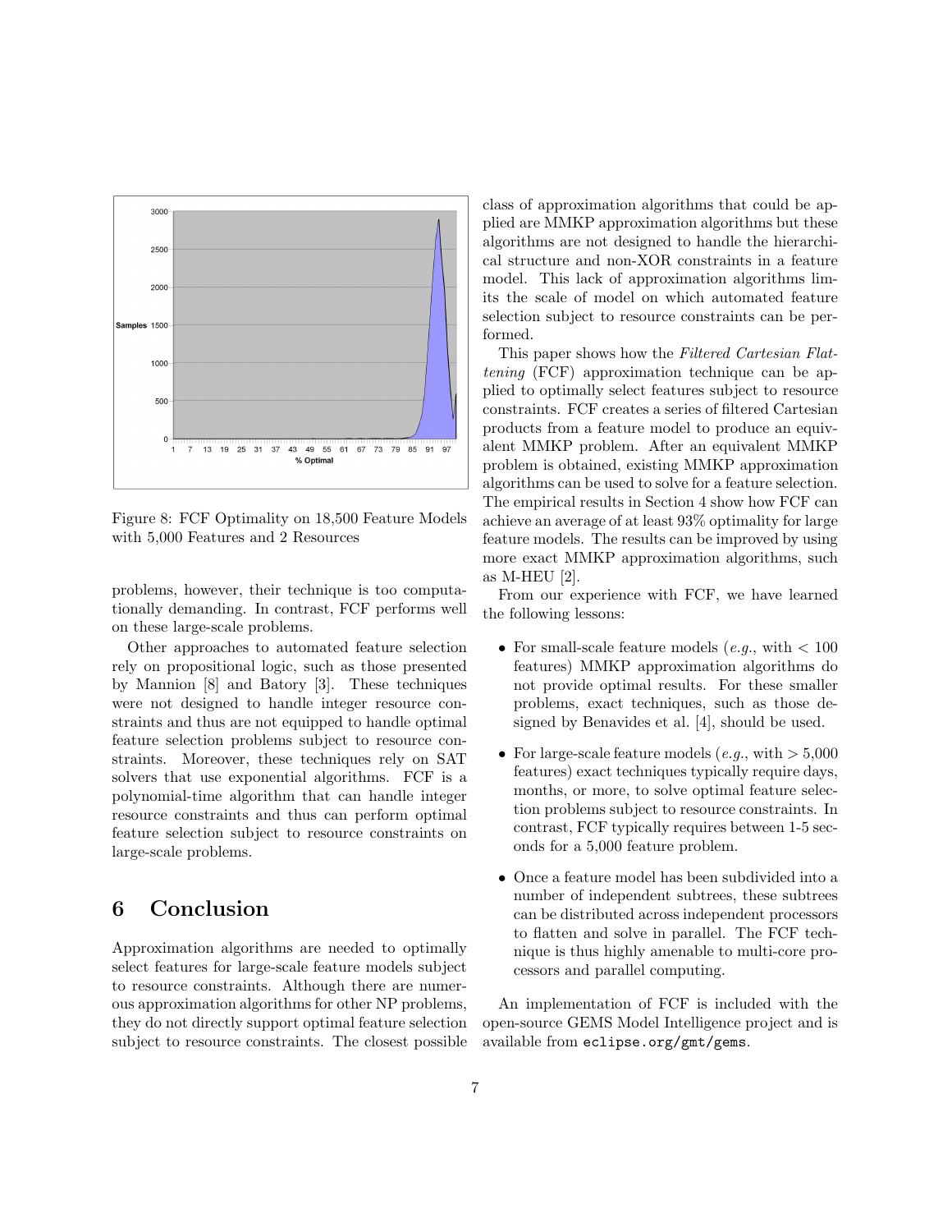Figure 8: FCF Optimality on 18,500 Feature Models with 5,000 Features and 2 Resources

problems, however, their technique is too computationally demanding. In contrast, FCF performs well on these large-scale problems.

Other approaches to automated feature selection rely on propositional logic, such as those presented by Mannion [8] and Batory [3]. These techniques were not designed to handle integer resource constraints and thus are not equipped to handle optimal feature selection problems subject to resource constraints. Moreover, these techniques rely on SAT solvers that use exponential algorithms. FCF is a polynomial-time algorithm that can handle integer resource constraints and thus can perform optimal feature selection subject to resource constraints on large-scale problems.

# 6 Conclusion

Approximation algorithms are needed to optimally select features for large-scale feature models subject to resource constraints. Although there are numerous approximation algorithms for other NP problems, they do not directly support optimal feature selection subject to resource constraints. The closest possible class of approximation algorithms that could be applied are MMKP approximation algorithms but these algorithms are not designed to handle the hierarchical structure and non-XOR constraints in a feature model. This lack of approximation algorithms limits the scale of model on which automated feature selection subject to resource constraints can be performed.

This paper shows how the *Filtered Cartesian Flattening* (FCF) approximation technique can be applied to optimally select features subject to resource constraints. FCF creates a series of filtered Cartesian products from a feature model to produce an equivalent MMKP problem. After an equivalent MMKP problem is obtained, existing MMKP approximation algorithms can be used to solve for a feature selection. The empirical results in Section 4 show how FCF can achieve an average of at least 93% optimality for large feature models. The results can be improved by using more exact MMKP approximation algorithms, such as M-HEU [2].

From our experience with FCF, we have learned the following lessons:

- For small-scale feature models (*e.g.*, with < 100 features) MMKP approximation algorithms do not provide optimal results. For these smaller problems, exact techniques, such as those designed by Benavides et al. [4], should be used.
- For large-scale feature models (*e.g.*, with > 5,000 features) exact techniques typically require days, months, or more, to solve optimal feature selection problems subject to resource constraints. In contrast, FCF typically requires between 1-5 seconds for a 5,000 feature problem.
- Once a feature model has been subdivided into a number of independent subtrees, these subtrees can be distributed across independent processors to flatten and solve in parallel. The FCF technique is thus highly amenable to multi-core processors and parallel computing.

An implementation of FCF is included with the open-source GEMS Model Intelligence project and is available from `eclipse.org/gmt/gems`.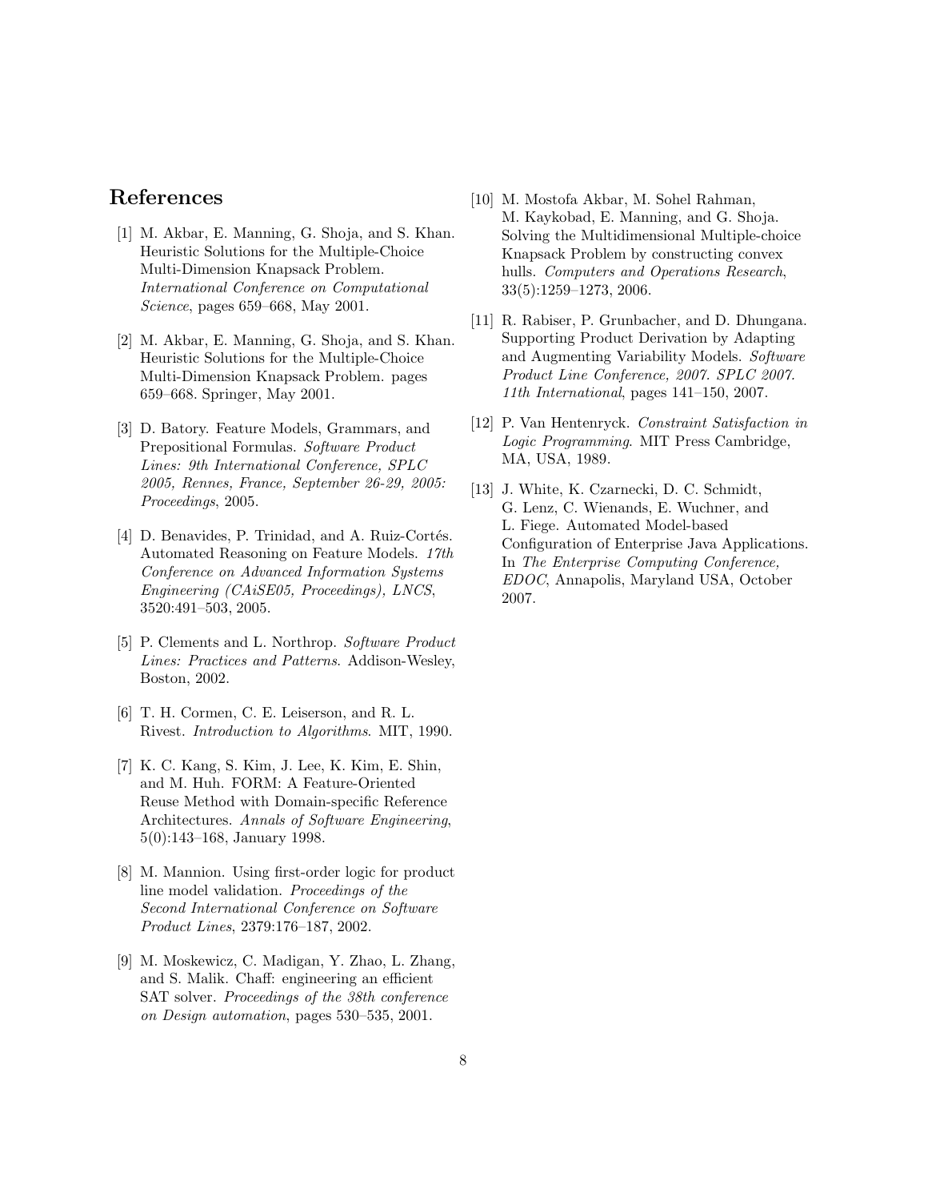## References

[1] M. Akbar, E. Manning, G. Shoja, and S. Khan. Heuristic Solutions for the Multiple-Choice Multi-Dimension Knapsack Problem. *International Conference on Computational Science*, pages 659–668, May 2001.

[2] M. Akbar, E. Manning, G. Shoja, and S. Khan. Heuristic Solutions for the Multiple-Choice Multi-Dimension Knapsack Problem. pages 659–668. Springer, May 2001.

[3] D. Batory. Feature Models, Grammars, and Prepositional Formulas. *Software Product Lines: 9th International Conference, SPLC 2005, Rennes, France, September 26-29, 2005: Proceedings*, 2005.

[4] D. Benavides, P. Trinidad, and A. Ruiz-Cortés. Automated Reasoning on Feature Models. *17th Conference on Advanced Information Systems Engineering (CAiSE05, Proceedings), LNCS*, 3520:491–503, 2005.

[5] P. Clements and L. Northrop. *Software Product Lines: Practices and Patterns*. Addison-Wesley, Boston, 2002.

[6] T. H. Cormen, C. E. Leiserson, and R. L. Rivest. *Introduction to Algorithms*. MIT, 1990.

[7] K. C. Kang, S. Kim, J. Lee, K. Kim, E. Shin, and M. Huh. FORM: A Feature-Oriented Reuse Method with Domain-specific Reference Architectures. *Annals of Software Engineering*, 5(0):143–168, January 1998.

[8] M. Mannion. Using first-order logic for product line model validation. *Proceedings of the Second International Conference on Software Product Lines*, 2379:176–187, 2002.

[9] M. Moskewicz, C. Madigan, Y. Zhao, L. Zhang, and S. Malik. Chaff: engineering an efficient SAT solver. *Proceedings of the 38th conference on Design automation*, pages 530–535, 2001.

[10] M. Mostofa Akbar, M. Sohel Rahman, M. Kaykobad, E. Manning, and G. Shoja. Solving the Multidimensional Multiple-choice Knapsack Problem by constructing convex hulls. *Computers and Operations Research*, 33(5):1259–1273, 2006.

[11] R. Rabiser, P. Grunbacher, and D. Dhungana. Supporting Product Derivation by Adapting and Augmenting Variability Models. *Software Product Line Conference, 2007. SPLC 2007. 11th International*, pages 141–150, 2007.

[12] P. Van Hentenryck. *Constraint Satisfaction in Logic Programming*. MIT Press Cambridge, MA, USA, 1989.

[13] J. White, K. Czarnecki, D. C. Schmidt, G. Lenz, C. Wienands, E. Wuchner, and L. Fiege. Automated Model-based Configuration of Enterprise Java Applications. In *The Enterprise Computing Conference, EDOC*, Annapolis, Maryland USA, October 2007.